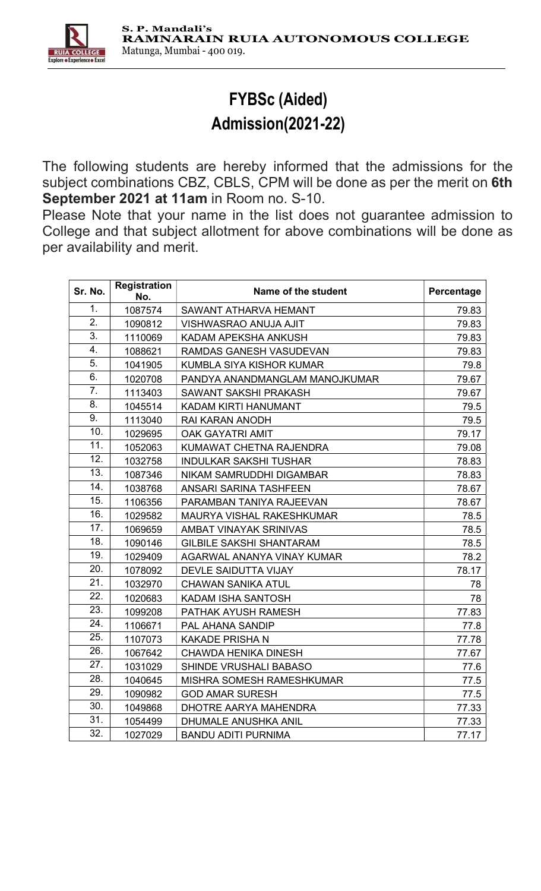S. P. Mandali's
**RAMNARAIN RUIA AUTONOMOUS COLLEGE**
Matunga, Mumbai - 400 019.

# FYBSc (Aided)
# Admission(2021-22)

The following students are hereby informed that the admissions for the subject combinations CBZ, CBLS, CPM will be done as per the merit on **6th September 2021 at 11am** in Room no. S-10.
Please Note that your name in the list does not guarantee admission to College and that subject allotment for above combinations will be done as per availability and merit.

| Sr. No. | Registration No. | Name of the student | Percentage |
|---|---|---|---|
| 1. | 1087574 | SAWANT ATHARVA HEMANT | 79.83 |
| 2. | 1090812 | VISHWASRAO ANUJA AJIT | 79.83 |
| 3. | 1110069 | KADAM APEKSHA ANKUSH | 79.83 |
| 4. | 1088621 | RAMDAS GANESH VASUDEVAN | 79.83 |
| 5. | 1041905 | KUMBLA SIYA KISHOR KUMAR | 79.8 |
| 6. | 1020708 | PANDYA ANANDMANGLAM MANOJKUMAR | 79.67 |
| 7. | 1113403 | SAWANT SAKSHI PRAKASH | 79.67 |
| 8. | 1045514 | KADAM KIRTI HANUMANT | 79.5 |
| 9. | 1113040 | RAI KARAN ANODH | 79.5 |
| 10. | 1029695 | OAK GAYATRI AMIT | 79.17 |
| 11. | 1052063 | KUMAWAT CHETNA RAJENDRA | 79.08 |
| 12. | 1032758 | INDULKAR SAKSHI TUSHAR | 78.83 |
| 13. | 1087346 | NIKAM SAMRUDDHI DIGAMBAR | 78.83 |
| 14. | 1038768 | ANSARI SARINA TASHFEEN | 78.67 |
| 15. | 1106356 | PARAMBAN TANIYA RAJEEVAN | 78.67 |
| 16. | 1029582 | MAURYA VISHAL RAKESHKUMAR | 78.5 |
| 17. | 1069659 | AMBAT VINAYAK SRINIVAS | 78.5 |
| 18. | 1090146 | GILBILE SAKSHI SHANTARAM | 78.5 |
| 19. | 1029409 | AGARWAL ANANYA VINAY KUMAR | 78.2 |
| 20. | 1078092 | DEVLE SAIDUTTA VIJAY | 78.17 |
| 21. | 1032970 | CHAWAN SANIKA ATUL | 78 |
| 22. | 1020683 | KADAM ISHA SANTOSH | 78 |
| 23. | 1099208 | PATHAK AYUSH RAMESH | 77.83 |
| 24. | 1106671 | PAL AHANA SANDIP | 77.8 |
| 25. | 1107073 | KAKADE PRISHA N | 77.78 |
| 26. | 1067642 | CHAWDA HENIKA DINESH | 77.67 |
| 27. | 1031029 | SHINDE VRUSHALI BABASO | 77.6 |
| 28. | 1040645 | MISHRA SOMESH RAMESHKUMAR | 77.5 |
| 29. | 1090982 | GOD AMAR SURESH | 77.5 |
| 30. | 1049868 | DHOTRE AARYA MAHENDRA | 77.33 |
| 31. | 1054499 | DHUMALE ANUSHKA ANIL | 77.33 |
| 32. | 1027029 | BANDU ADITI PURNIMA | 77.17 |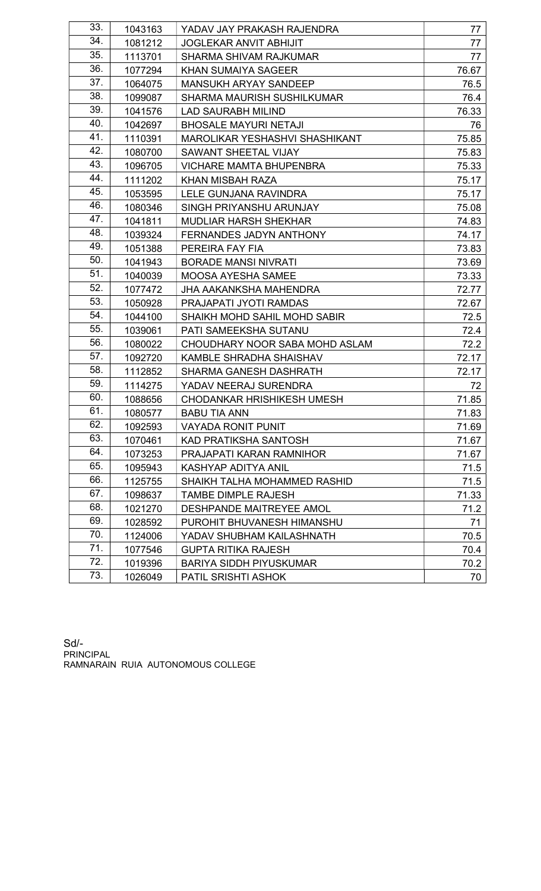| | | | |
|---|---|---|---|
| 33. | 1043163 | YADAV JAY PRAKASH RAJENDRA | 77 |
| 34. | 1081212 | JOGLEKAR ANVIT ABHIJIT | 77 |
| 35. | 1113701 | SHARMA SHIVAM RAJKUMAR | 77 |
| 36. | 1077294 | KHAN SUMAIYA SAGEER | 76.67 |
| 37. | 1064075 | MANSUKH ARYAY SANDEEP | 76.5 |
| 38. | 1099087 | SHARMA MAURISH SUSHILKUMAR | 76.4 |
| 39. | 1041576 | LAD SAURABH MILIND | 76.33 |
| 40. | 1042697 | BHOSALE MAYURI NETAJI | 76 |
| 41. | 1110391 | MAROLIKAR YESHASHVI SHASHIKANT | 75.85 |
| 42. | 1080700 | SAWANT SHEETAL VIJAY | 75.83 |
| 43. | 1096705 | VICHARE MAMTA BHUPENBRA | 75.33 |
| 44. | 1111202 | KHAN MISBAH RAZA | 75.17 |
| 45. | 1053595 | LELE GUNJANA RAVINDRA | 75.17 |
| 46. | 1080346 | SINGH PRIYANSHU ARUNJAY | 75.08 |
| 47. | 1041811 | MUDLIAR HARSH SHEKHAR | 74.83 |
| 48. | 1039324 | FERNANDES JADYN ANTHONY | 74.17 |
| 49. | 1051388 | PEREIRA FAY FIA | 73.83 |
| 50. | 1041943 | BORADE MANSI NIVRATI | 73.69 |
| 51. | 1040039 | MOOSA AYESHA SAMEE | 73.33 |
| 52. | 1077472 | JHA AAKANKSHA MAHENDRA | 72.77 |
| 53. | 1050928 | PRAJAPATI JYOTI RAMDAS | 72.67 |
| 54. | 1044100 | SHAIKH MOHD SAHIL MOHD SABIR | 72.5 |
| 55. | 1039061 | PATI SAMEEKSHA SUTANU | 72.4 |
| 56. | 1080022 | CHOUDHARY NOOR SABA MOHD ASLAM | 72.2 |
| 57. | 1092720 | KAMBLE SHRADHA SHAISHAV | 72.17 |
| 58. | 1112852 | SHARMA GANESH DASHRATH | 72.17 |
| 59. | 1114275 | YADAV NEERAJ SURENDRA | 72 |
| 60. | 1088656 | CHODANKAR HRISHIKESH UMESH | 71.85 |
| 61. | 1080577 | BABU TIA ANN | 71.83 |
| 62. | 1092593 | VAYADA RONIT PUNIT | 71.69 |
| 63. | 1070461 | KAD PRATIKSHA SANTOSH | 71.67 |
| 64. | 1073253 | PRAJAPATI KARAN RAMNIHOR | 71.67 |
| 65. | 1095943 | KASHYAP ADITYA ANIL | 71.5 |
| 66. | 1125755 | SHAIKH TALHA MOHAMMED RASHID | 71.5 |
| 67. | 1098637 | TAMBE DIMPLE RAJESH | 71.33 |
| 68. | 1021270 | DESHPANDE MAITREYEE AMOL | 71.2 |
| 69. | 1028592 | PUROHIT BHUVANESH HIMANSHU | 71 |
| 70. | 1124006 | YADAV SHUBHAM KAILASHNATH | 70.5 |
| 71. | 1077546 | GUPTA RITIKA RAJESH | 70.4 |
| 72. | 1019396 | BARIYA SIDDH PIYUSKUMAR | 70.2 |
| 73. | 1026049 | PATIL SRISHTI ASHOK | 70 |

Sd/-
PRINCIPAL
RAMNARAIN RUIA AUTONOMOUS COLLEGE